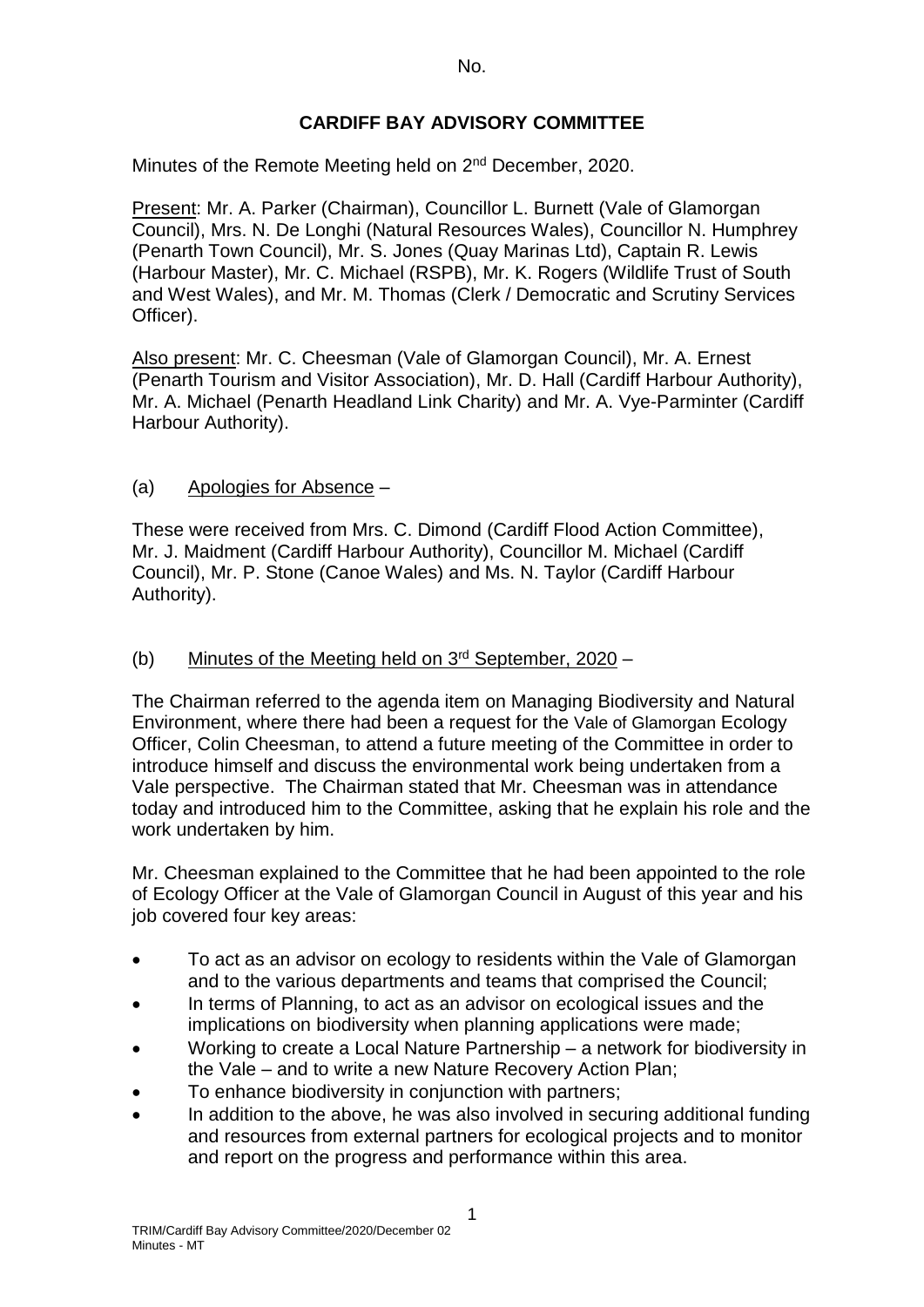No.

# CARDIFF BAY ADVISORY COMMITTEE

Minutes of the Remote Meeting held on 2nd December, 2020.

Present: Mr. A. Parker (Chairman), Councillor L. Burnett (Vale of Glamorgan Council), Mrs. N. De Longhi (Natural Resources Wales), Councillor N. Humphrey (Penarth Town Council), Mr. S. Jones (Quay Marinas Ltd), Captain R. Lewis (Harbour Master), Mr. C. Michael (RSPB), Mr. K. Rogers (Wildlife Trust of South and West Wales), and Mr. M. Thomas (Clerk / Democratic and Scrutiny Services Officer).

Also present: Mr. C. Cheesman (Vale of Glamorgan Council), Mr. A. Ernest (Penarth Tourism and Visitor Association), Mr. D. Hall (Cardiff Harbour Authority), Mr. A. Michael (Penarth Headland Link Charity) and Mr. A. Vye-Parminter (Cardiff Harbour Authority).

(a) Apologies for Absence –

These were received from Mrs. C. Dimond (Cardiff Flood Action Committee), Mr. J. Maidment (Cardiff Harbour Authority), Councillor M. Michael (Cardiff Council), Mr. P. Stone (Canoe Wales) and Ms. N. Taylor (Cardiff Harbour Authority).

(b) Minutes of the Meeting held on 3rd September, 2020 –

The Chairman referred to the agenda item on Managing Biodiversity and Natural Environment, where there had been a request for the Vale of Glamorgan Ecology Officer, Colin Cheesman, to attend a future meeting of the Committee in order to introduce himself and discuss the environmental work being undertaken from a Vale perspective. The Chairman stated that Mr. Cheesman was in attendance today and introduced him to the Committee, asking that he explain his role and the work undertaken by him.

Mr. Cheesman explained to the Committee that he had been appointed to the role of Ecology Officer at the Vale of Glamorgan Council in August of this year and his job covered four key areas:

- To act as an advisor on ecology to residents within the Vale of Glamorgan and to the various departments and teams that comprised the Council;
- In terms of Planning, to act as an advisor on ecological issues and the implications on biodiversity when planning applications were made;
- Working to create a Local Nature Partnership – a network for biodiversity in the Vale – and to write a new Nature Recovery Action Plan;
- To enhance biodiversity in conjunction with partners;
- In addition to the above, he was also involved in securing additional funding and resources from external partners for ecological projects and to monitor and report on the progress and performance within this area.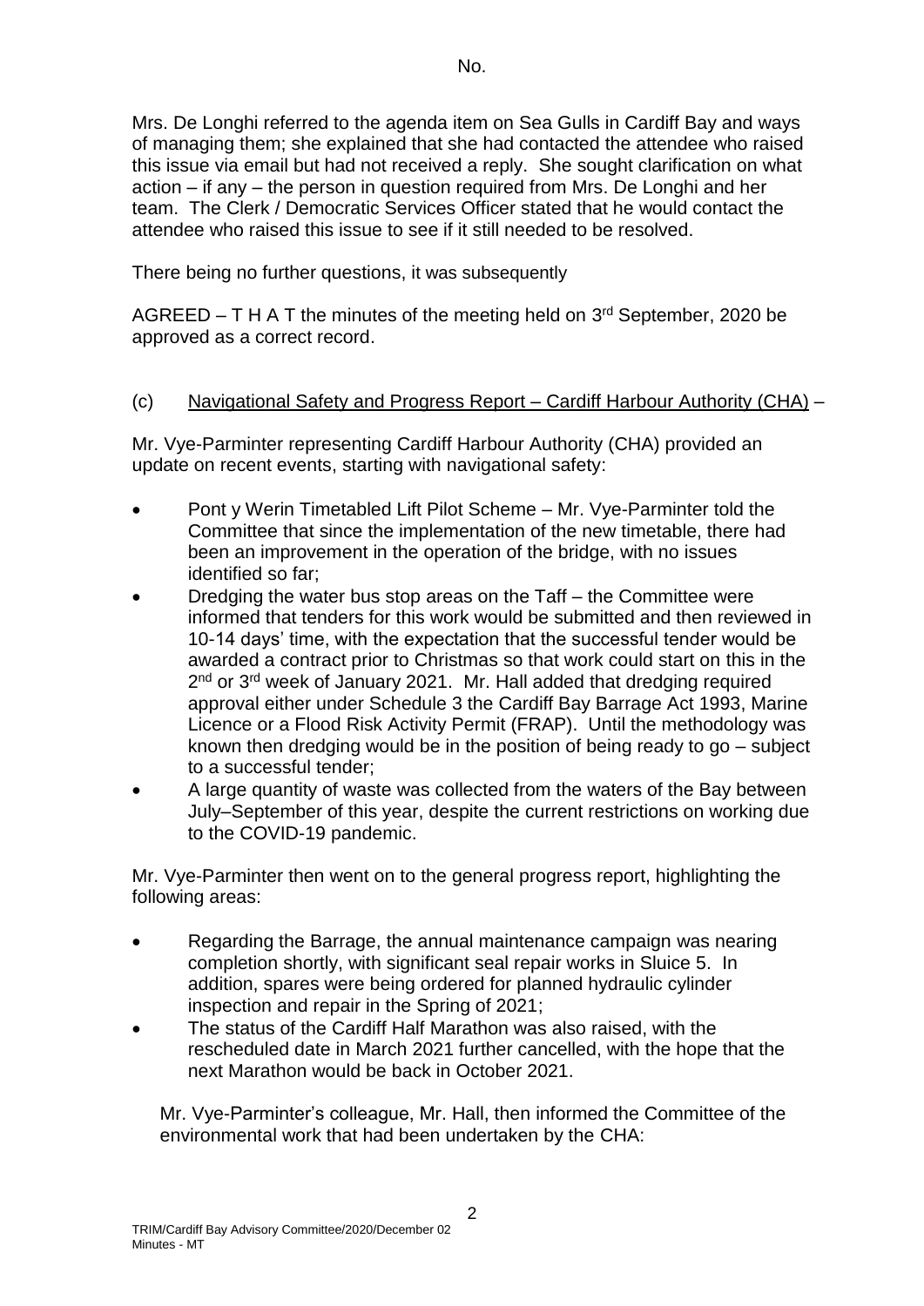Mrs. De Longhi referred to the agenda item on Sea Gulls in Cardiff Bay and ways of managing them; she explained that she had contacted the attendee who raised this issue via email but had not received a reply. She sought clarification on what action – if any – the person in question required from Mrs. De Longhi and her team. The Clerk / Democratic Services Officer stated that he would contact the attendee who raised this issue to see if it still needed to be resolved.

There being no further questions, it was subsequently

AGREED – T H A T the minutes of the meeting held on 3rd September, 2020 be approved as a correct record.

(c) Navigational Safety and Progress Report – Cardiff Harbour Authority (CHA) –

Mr. Vye-Parminter representing Cardiff Harbour Authority (CHA) provided an update on recent events, starting with navigational safety:

- Pont y Werin Timetabled Lift Pilot Scheme – Mr. Vye-Parminter told the Committee that since the implementation of the new timetable, there had been an improvement in the operation of the bridge, with no issues identified so far;
- Dredging the water bus stop areas on the Taff – the Committee were informed that tenders for this work would be submitted and then reviewed in 10-14 days' time, with the expectation that the successful tender would be awarded a contract prior to Christmas so that work could start on this in the 2nd or 3rd week of January 2021. Mr. Hall added that dredging required approval either under Schedule 3 the Cardiff Bay Barrage Act 1993, Marine Licence or a Flood Risk Activity Permit (FRAP). Until the methodology was known then dredging would be in the position of being ready to go – subject to a successful tender;
- A large quantity of waste was collected from the waters of the Bay between July–September of this year, despite the current restrictions on working due to the COVID-19 pandemic.

Mr. Vye-Parminter then went on to the general progress report, highlighting the following areas:

- Regarding the Barrage, the annual maintenance campaign was nearing completion shortly, with significant seal repair works in Sluice 5. In addition, spares were being ordered for planned hydraulic cylinder inspection and repair in the Spring of 2021;
- The status of the Cardiff Half Marathon was also raised, with the rescheduled date in March 2021 further cancelled, with the hope that the next Marathon would be back in October 2021.

Mr. Vye-Parminter's colleague, Mr. Hall, then informed the Committee of the environmental work that had been undertaken by the CHA: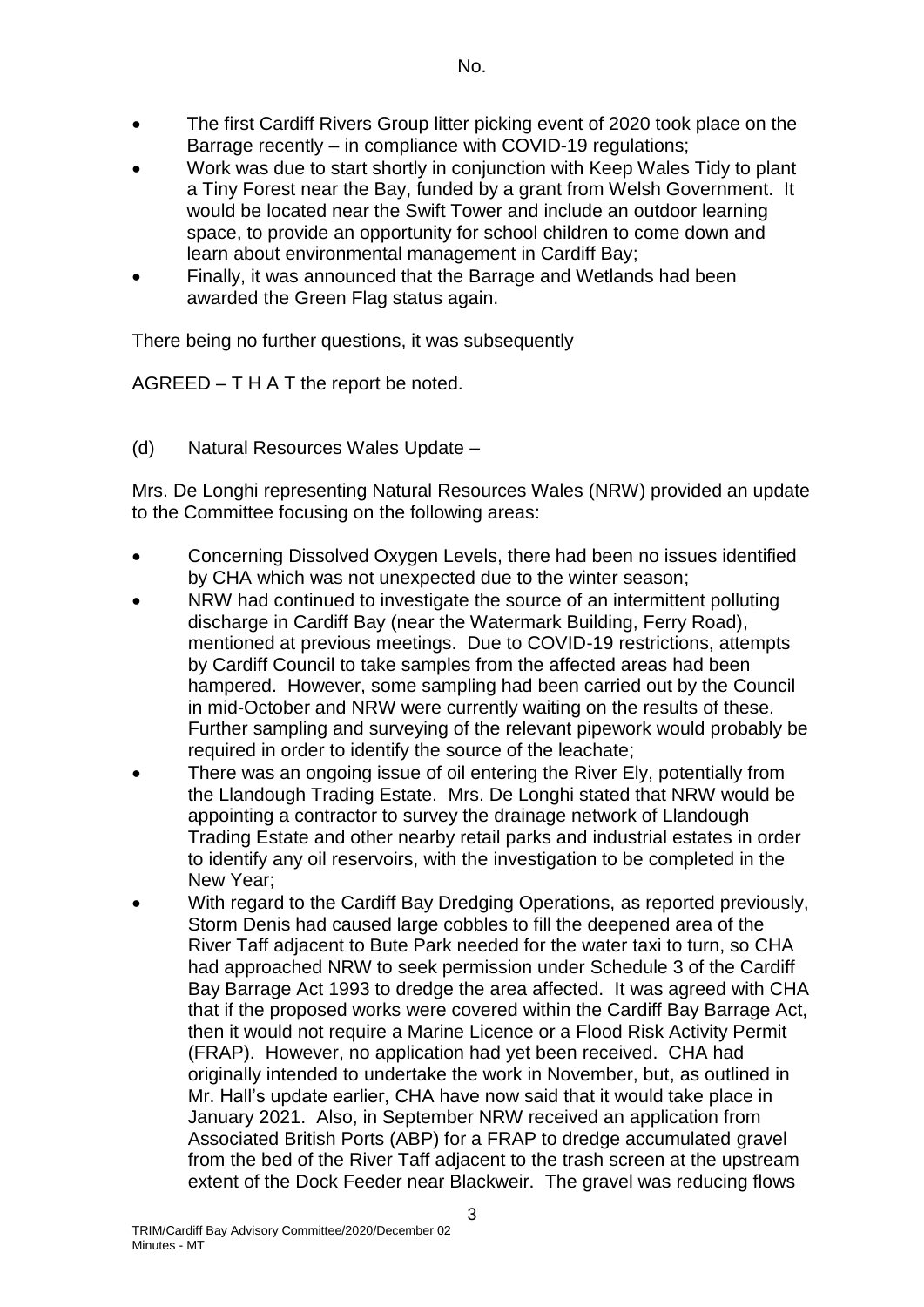- The first Cardiff Rivers Group litter picking event of 2020 took place on the Barrage recently – in compliance with COVID-19 regulations;
- Work was due to start shortly in conjunction with Keep Wales Tidy to plant a Tiny Forest near the Bay, funded by a grant from Welsh Government. It would be located near the Swift Tower and include an outdoor learning space, to provide an opportunity for school children to come down and learn about environmental management in Cardiff Bay;
- Finally, it was announced that the Barrage and Wetlands had been awarded the Green Flag status again.

There being no further questions, it was subsequently

AGREED – T H A T the report be noted.

(d) Natural Resources Wales Update –

Mrs. De Longhi representing Natural Resources Wales (NRW) provided an update to the Committee focusing on the following areas:

- Concerning Dissolved Oxygen Levels, there had been no issues identified by CHA which was not unexpected due to the winter season;
- NRW had continued to investigate the source of an intermittent polluting discharge in Cardiff Bay (near the Watermark Building, Ferry Road), mentioned at previous meetings. Due to COVID-19 restrictions, attempts by Cardiff Council to take samples from the affected areas had been hampered. However, some sampling had been carried out by the Council in mid-October and NRW were currently waiting on the results of these. Further sampling and surveying of the relevant pipework would probably be required in order to identify the source of the leachate;
- There was an ongoing issue of oil entering the River Ely, potentially from the Llandough Trading Estate. Mrs. De Longhi stated that NRW would be appointing a contractor to survey the drainage network of Llandough Trading Estate and other nearby retail parks and industrial estates in order to identify any oil reservoirs, with the investigation to be completed in the New Year;
- With regard to the Cardiff Bay Dredging Operations, as reported previously, Storm Denis had caused large cobbles to fill the deepened area of the River Taff adjacent to Bute Park needed for the water taxi to turn, so CHA had approached NRW to seek permission under Schedule 3 of the Cardiff Bay Barrage Act 1993 to dredge the area affected. It was agreed with CHA that if the proposed works were covered within the Cardiff Bay Barrage Act, then it would not require a Marine Licence or a Flood Risk Activity Permit (FRAP). However, no application had yet been received. CHA had originally intended to undertake the work in November, but, as outlined in Mr. Hall's update earlier, CHA have now said that it would take place in January 2021. Also, in September NRW received an application from Associated British Ports (ABP) for a FRAP to dredge accumulated gravel from the bed of the River Taff adjacent to the trash screen at the upstream extent of the Dock Feeder near Blackweir. The gravel was reducing flows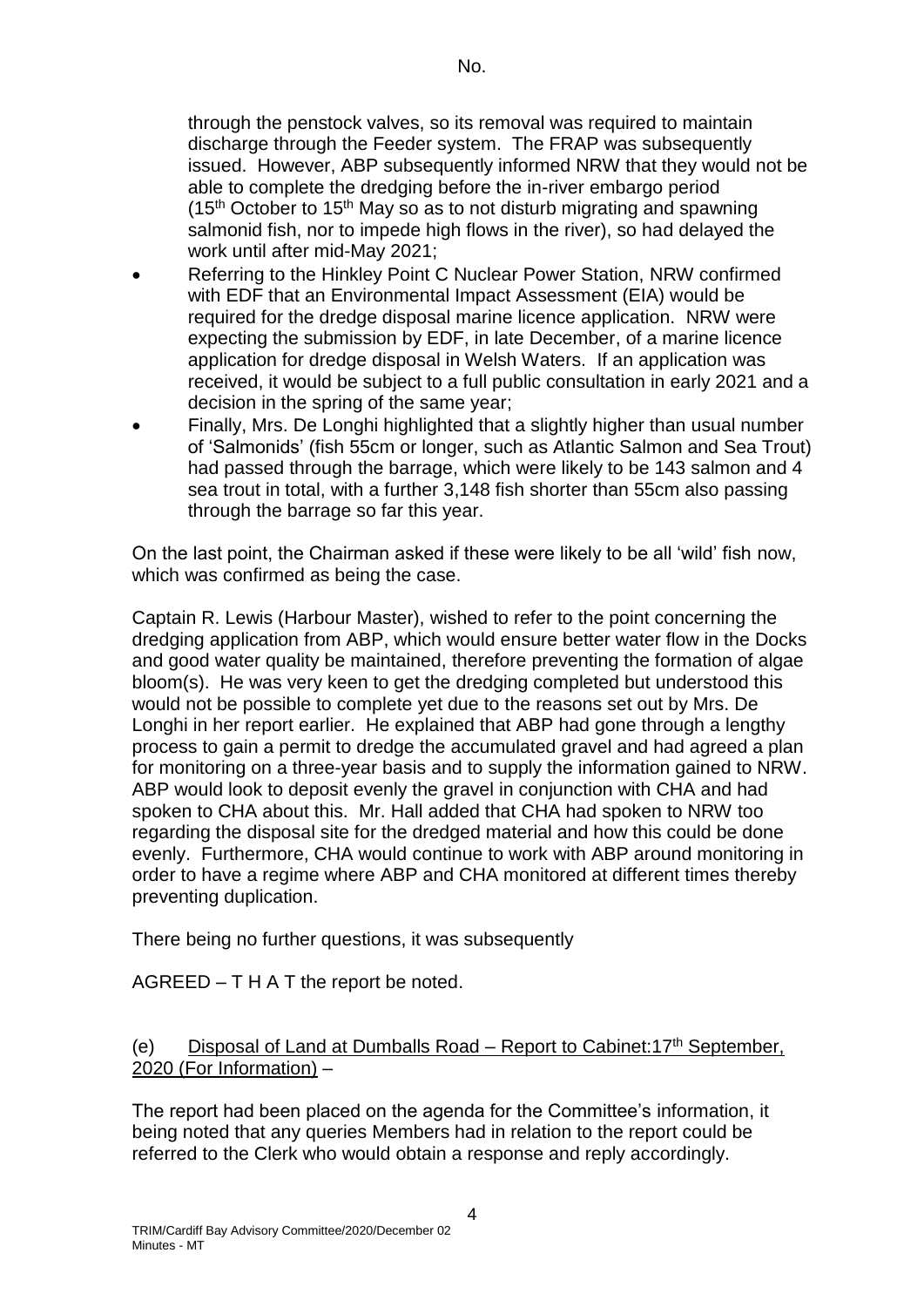through the penstock valves, so its removal was required to maintain discharge through the Feeder system. The FRAP was subsequently issued. However, ABP subsequently informed NRW that they would not be able to complete the dredging before the in-river embargo period (15th October to 15th May so as to not disturb migrating and spawning salmonid fish, nor to impede high flows in the river), so had delayed the work until after mid-May 2021;

- Referring to the Hinkley Point C Nuclear Power Station, NRW confirmed with EDF that an Environmental Impact Assessment (EIA) would be required for the dredge disposal marine licence application. NRW were expecting the submission by EDF, in late December, of a marine licence application for dredge disposal in Welsh Waters. If an application was received, it would be subject to a full public consultation in early 2021 and a decision in the spring of the same year;
- Finally, Mrs. De Longhi highlighted that a slightly higher than usual number of 'Salmonids' (fish 55cm or longer, such as Atlantic Salmon and Sea Trout) had passed through the barrage, which were likely to be 143 salmon and 4 sea trout in total, with a further 3,148 fish shorter than 55cm also passing through the barrage so far this year.

On the last point, the Chairman asked if these were likely to be all 'wild' fish now, which was confirmed as being the case.

Captain R. Lewis (Harbour Master), wished to refer to the point concerning the dredging application from ABP, which would ensure better water flow in the Docks and good water quality be maintained, therefore preventing the formation of algae bloom(s). He was very keen to get the dredging completed but understood this would not be possible to complete yet due to the reasons set out by Mrs. De Longhi in her report earlier. He explained that ABP had gone through a lengthy process to gain a permit to dredge the accumulated gravel and had agreed a plan for monitoring on a three-year basis and to supply the information gained to NRW. ABP would look to deposit evenly the gravel in conjunction with CHA and had spoken to CHA about this. Mr. Hall added that CHA had spoken to NRW too regarding the disposal site for the dredged material and how this could be done evenly. Furthermore, CHA would continue to work with ABP around monitoring in order to have a regime where ABP and CHA monitored at different times thereby preventing duplication.

There being no further questions, it was subsequently

AGREED – T H A T the report be noted.

(e) Disposal of Land at Dumballs Road – Report to Cabinet: 17th September, 2020 (For Information) –

The report had been placed on the agenda for the Committee's information, it being noted that any queries Members had in relation to the report could be referred to the Clerk who would obtain a response and reply accordingly.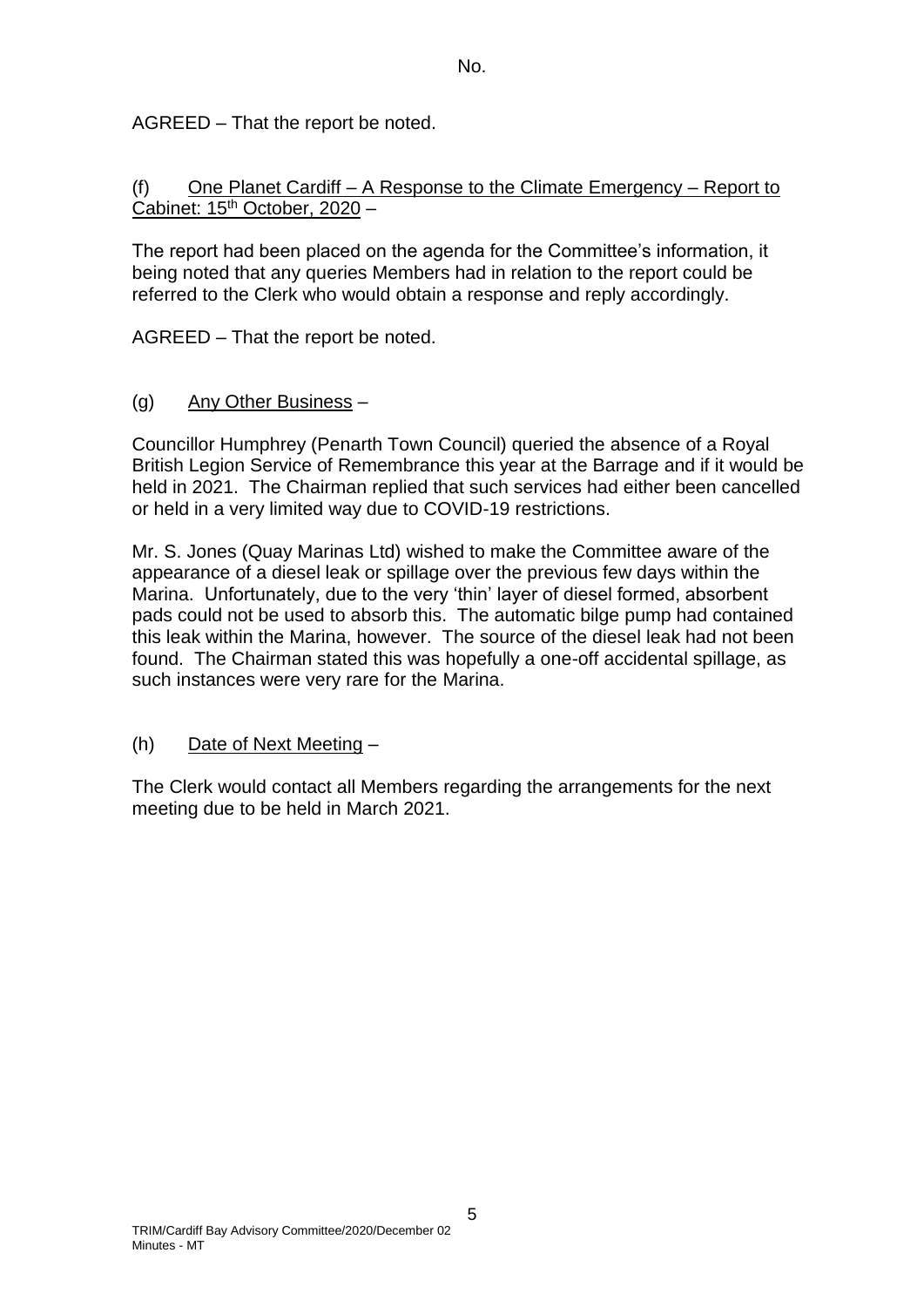AGREED – That the report be noted.

(f) <u>One Planet Cardiff – A Response to the Climate Emergency – Report to Cabinet: 15th October, 2020</u> –

The report had been placed on the agenda for the Committee's information, it being noted that any queries Members had in relation to the report could be referred to the Clerk who would obtain a response and reply accordingly.

AGREED – That the report be noted.

(g) <u>Any Other Business</u> –

Councillor Humphrey (Penarth Town Council) queried the absence of a Royal British Legion Service of Remembrance this year at the Barrage and if it would be held in 2021. The Chairman replied that such services had either been cancelled or held in a very limited way due to COVID-19 restrictions.

Mr. S. Jones (Quay Marinas Ltd) wished to make the Committee aware of the appearance of a diesel leak or spillage over the previous few days within the Marina. Unfortunately, due to the very 'thin' layer of diesel formed, absorbent pads could not be used to absorb this. The automatic bilge pump had contained this leak within the Marina, however. The source of the diesel leak had not been found. The Chairman stated this was hopefully a one-off accidental spillage, as such instances were very rare for the Marina.

(h) <u>Date of Next Meeting</u> –

The Clerk would contact all Members regarding the arrangements for the next meeting due to be held in March 2021.